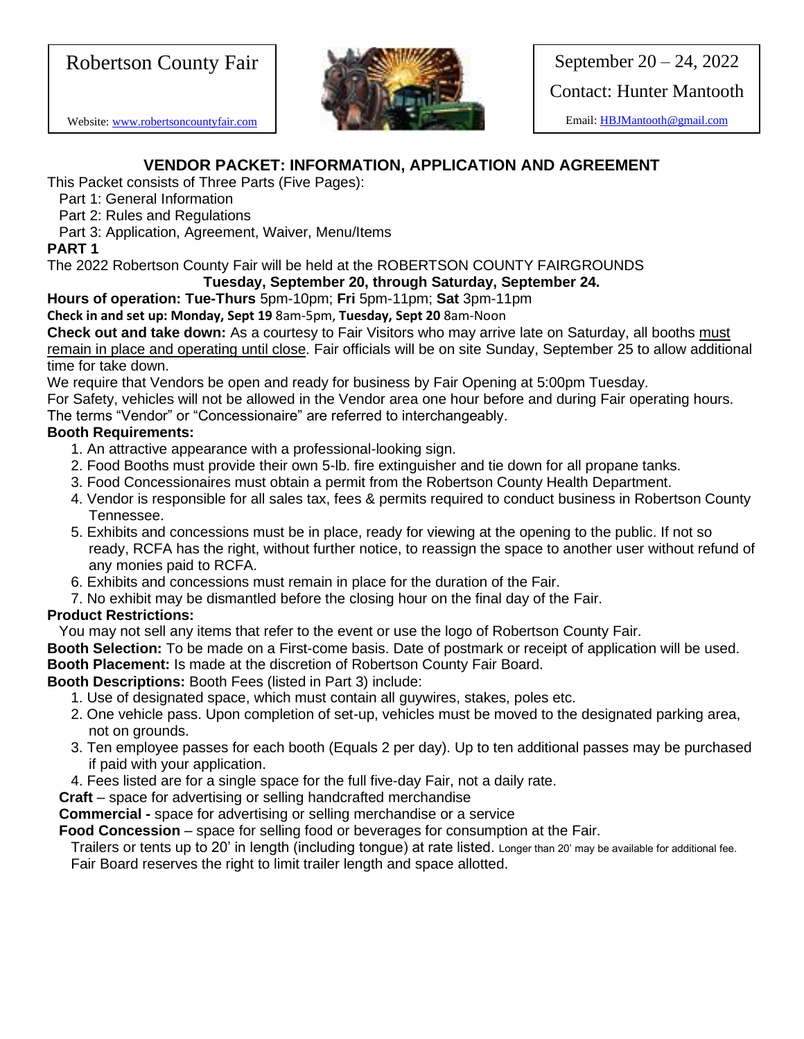Robertson County Fair

Website: www.robertsoncountyfair.com

September 20 – 24, 2022

Contact: Hunter Mantooth

Email: HBJMantooth@gmail.com

## VENDOR PACKET: INFORMATION, APPLICATION AND AGREEMENT

This Packet consists of Three Parts (Five Pages):

- Part 1: General Information
- Part 2: Rules and Regulations
- Part 3: Application, Agreement, Waiver, Menu/Items

**PART 1**

The 2022 Robertson County Fair will be held at the ROBERTSON COUNTY FAIRGROUNDS

**Tuesday, September 20, through Saturday, September 24.**

**Hours of operation: Tue-Thurs** 5pm-10pm; **Fri** 5pm-11pm; **Sat** 3pm-11pm

**Check in and set up: Monday, Sept 19** 8am-5pm, **Tuesday, Sept 20** 8am-Noon

**Check out and take down:** As a courtesy to Fair Visitors who may arrive late on Saturday, all booths must remain in place and operating until close. Fair officials will be on site Sunday, September 25 to allow additional time for take down.

We require that Vendors be open and ready for business by Fair Opening at 5:00pm Tuesday.

For Safety, vehicles will not be allowed in the Vendor area one hour before and during Fair operating hours.

The terms "Vendor" or "Concessionaire" are referred to interchangeably.

**Booth Requirements:**

1. An attractive appearance with a professional-looking sign.
2. Food Booths must provide their own 5-lb. fire extinguisher and tie down for all propane tanks.
3. Food Concessionaires must obtain a permit from the Robertson County Health Department.
4. Vendor is responsible for all sales tax, fees & permits required to conduct business in Robertson County Tennessee.
5. Exhibits and concessions must be in place, ready for viewing at the opening to the public. If not so ready, RCFA has the right, without further notice, to reassign the space to another user without refund of any monies paid to RCFA.
6. Exhibits and concessions must remain in place for the duration of the Fair.
7. No exhibit may be dismantled before the closing hour on the final day of the Fair.

**Product Restrictions:**

You may not sell any items that refer to the event or use the logo of Robertson County Fair.

**Booth Selection:** To be made on a First-come basis. Date of postmark or receipt of application will be used.

**Booth Placement:** Is made at the discretion of Robertson County Fair Board.

**Booth Descriptions:** Booth Fees (listed in Part 3) include:

1. Use of designated space, which must contain all guywires, stakes, poles etc.
2. One vehicle pass. Upon completion of set-up, vehicles must be moved to the designated parking area, not on grounds.
3. Ten employee passes for each booth (Equals 2 per day). Up to ten additional passes may be purchased if paid with your application.
4. Fees listed are for a single space for the full five-day Fair, not a daily rate.

**Craft** – space for advertising or selling handcrafted merchandise

**Commercial -** space for advertising or selling merchandise or a service

**Food Concession** – space for selling food or beverages for consumption at the Fair.

Trailers or tents up to 20' in length (including tongue) at rate listed. Longer than 20' may be available for additional fee. Fair Board reserves the right to limit trailer length and space allotted.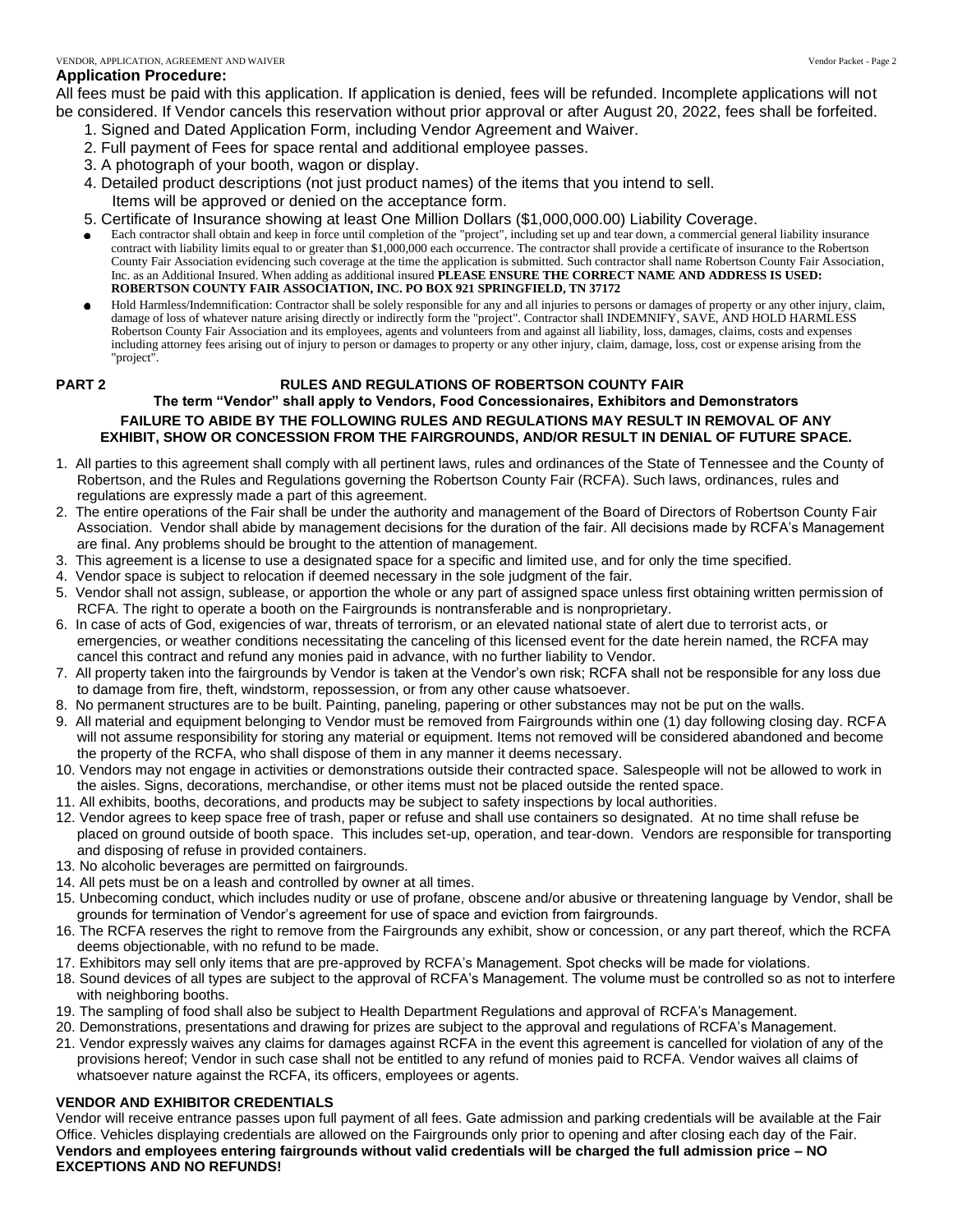## Application Procedure:

All fees must be paid with this application. If application is denied, fees will be refunded. Incomplete applications will not be considered. If Vendor cancels this reservation without prior approval or after August 20, 2022, fees shall be forfeited.

1. Signed and Dated Application Form, including Vendor Agreement and Waiver.
2. Full payment of Fees for space rental and additional employee passes.
3. A photograph of your booth, wagon or display.
4. Detailed product descriptions (not just product names) of the items that you intend to sell. Items will be approved or denied on the acceptance form.
5. Certificate of Insurance showing at least One Million Dollars ($1,000,000.00) Liability Coverage.

- Each contractor shall obtain and keep in force until completion of the "project", including set up and tear down, a commercial general liability insurance contract with liability limits equal to or greater than $1,000,000 each occurrence. The contractor shall provide a certificate of insurance to the Robertson County Fair Association evidencing such coverage at the time the application is submitted. Such contractor shall name Robertson County Fair Association, Inc. as an Additional Insured. When adding as additional insured **PLEASE ENSURE THE CORRECT NAME AND ADDRESS IS USED: ROBERTSON COUNTY FAIR ASSOCIATION, INC. PO BOX 921 SPRINGFIELD, TN 37172**
- Hold Harmless/Indemnification: Contractor shall be solely responsible for any and all injuries to persons or damages of property or any other injury, claim, damage of loss of whatever nature arising directly or indirectly form the "project". Contractor shall INDEMNIFY, SAVE, AND HOLD HARMLESS Robertson County Fair Association and its employees, agents and volunteers from and against all liability, loss, damages, claims, costs and expenses including attorney fees arising out of injury to person or damages to property or any other injury, claim, damage, loss, cost or expense arising from the "project".

## PART 2 RULES AND REGULATIONS OF ROBERTSON COUNTY FAIR

**The term "Vendor" shall apply to Vendors, Food Concessionaires, Exhibitors and Demonstrators**

**FAILURE TO ABIDE BY THE FOLLOWING RULES AND REGULATIONS MAY RESULT IN REMOVAL OF ANY EXHIBIT, SHOW OR CONCESSION FROM THE FAIRGROUNDS, AND/OR RESULT IN DENIAL OF FUTURE SPACE.**

1. All parties to this agreement shall comply with all pertinent laws, rules and ordinances of the State of Tennessee and the County of Robertson, and the Rules and Regulations governing the Robertson County Fair (RCFA). Such laws, ordinances, rules and regulations are expressly made a part of this agreement.
2. The entire operations of the Fair shall be under the authority and management of the Board of Directors of Robertson County Fair Association. Vendor shall abide by management decisions for the duration of the fair. All decisions made by RCFA's Management are final. Any problems should be brought to the attention of management.
3. This agreement is a license to use a designated space for a specific and limited use, and for only the time specified.
4. Vendor space is subject to relocation if deemed necessary in the sole judgment of the fair.
5. Vendor shall not assign, sublease, or apportion the whole or any part of assigned space unless first obtaining written permission of RCFA. The right to operate a booth on the Fairgrounds is nontransferable and is nonproprietary.
6. In case of acts of God, exigencies of war, threats of terrorism, or an elevated national state of alert due to terrorist acts, or emergencies, or weather conditions necessitating the canceling of this licensed event for the date herein named, the RCFA may cancel this contract and refund any monies paid in advance, with no further liability to Vendor.
7. All property taken into the fairgrounds by Vendor is taken at the Vendor's own risk; RCFA shall not be responsible for any loss due to damage from fire, theft, windstorm, repossession, or from any other cause whatsoever.
8. No permanent structures are to be built. Painting, paneling, papering or other substances may not be put on the walls.
9. All material and equipment belonging to Vendor must be removed from Fairgrounds within one (1) day following closing day. RCFA will not assume responsibility for storing any material or equipment. Items not removed will be considered abandoned and become the property of the RCFA, who shall dispose of them in any manner it deems necessary.
10. Vendors may not engage in activities or demonstrations outside their contracted space. Salespeople will not be allowed to work in the aisles. Signs, decorations, merchandise, or other items must not be placed outside the rented space.
11. All exhibits, booths, decorations, and products may be subject to safety inspections by local authorities.
12. Vendor agrees to keep space free of trash, paper or refuse and shall use containers so designated. At no time shall refuse be placed on ground outside of booth space. This includes set-up, operation, and tear-down. Vendors are responsible for transporting and disposing of refuse in provided containers.
13. No alcoholic beverages are permitted on fairgrounds.
14. All pets must be on a leash and controlled by owner at all times.
15. Unbecoming conduct, which includes nudity or use of profane, obscene and/or abusive or threatening language by Vendor, shall be grounds for termination of Vendor's agreement for use of space and eviction from fairgrounds.
16. The RCFA reserves the right to remove from the Fairgrounds any exhibit, show or concession, or any part thereof, which the RCFA deems objectionable, with no refund to be made.
17. Exhibitors may sell only items that are pre-approved by RCFA's Management. Spot checks will be made for violations.
18. Sound devices of all types are subject to the approval of RCFA's Management. The volume must be controlled so as not to interfere with neighboring booths.
19. The sampling of food shall also be subject to Health Department Regulations and approval of RCFA's Management.
20. Demonstrations, presentations and drawing for prizes are subject to the approval and regulations of RCFA's Management.
21. Vendor expressly waives any claims for damages against RCFA in the event this agreement is cancelled for violation of any of the provisions hereof; Vendor in such case shall not be entitled to any refund of monies paid to RCFA. Vendor waives all claims of whatsoever nature against the RCFA, its officers, employees or agents.

### VENDOR AND EXHIBITOR CREDENTIALS

Vendor will receive entrance passes upon full payment of all fees. Gate admission and parking credentials will be available at the Fair Office. Vehicles displaying credentials are allowed on the Fairgrounds only prior to opening and after closing each day of the Fair.

**Vendors and employees entering fairgrounds without valid credentials will be charged the full admission price – NO EXCEPTIONS AND NO REFUNDS!**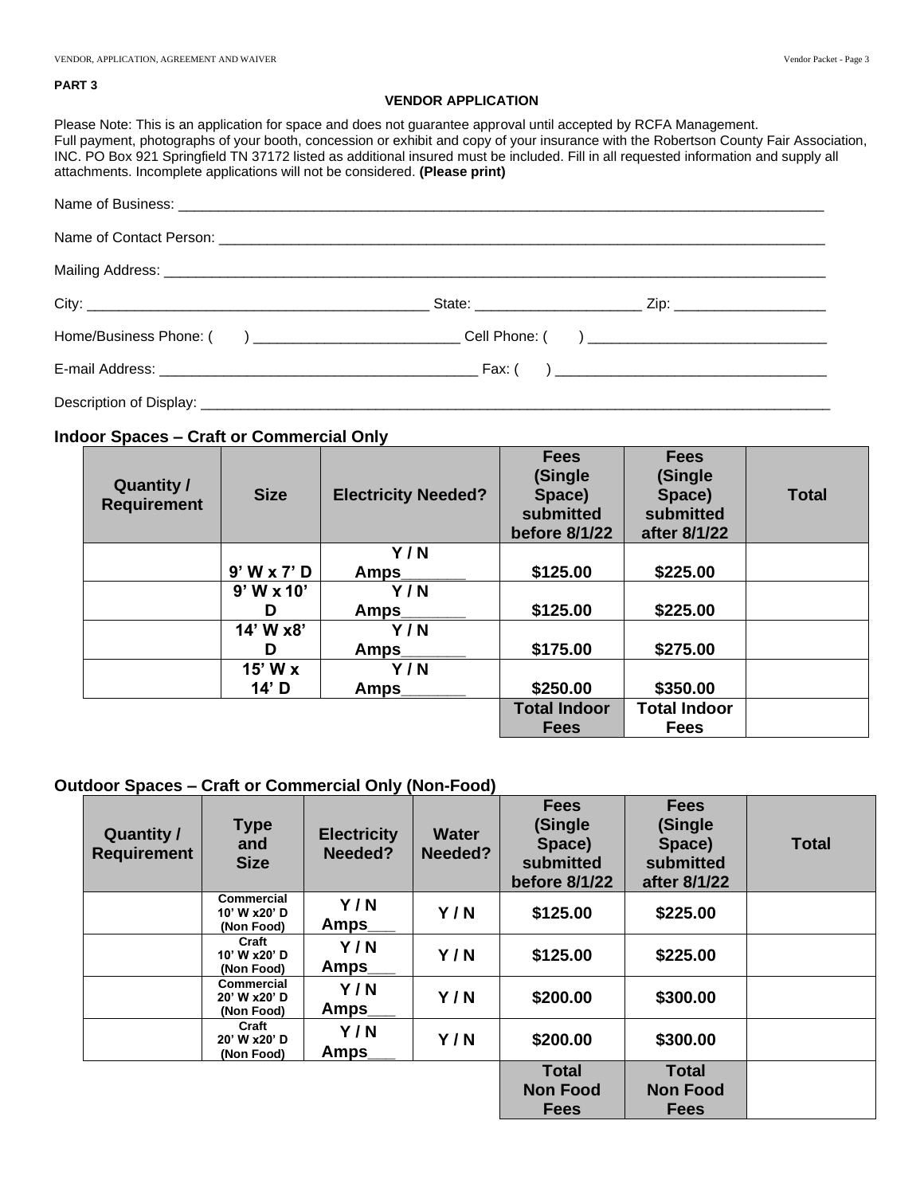**PART 3**

**VENDOR APPLICATION**

Please Note: This is an application for space and does not guarantee approval until accepted by RCFA Management. Full payment, photographs of your booth, concession or exhibit and copy of your insurance with the Robertson County Fair Association, INC. PO Box 921 Springfield TN 37172 listed as additional insured must be included. Fill in all requested information and supply all attachments. Incomplete applications will not be considered. **(Please print)**

Name of Business: ___________________________________________________________________________

Name of Contact Person: ______________________________________________________________________

Mailing Address: _____________________________________________________________________________

City: ____________________________________________ State: _____________________ Zip: ___________________

Home/Business Phone: (      ) __________________________ Cell Phone: (      ) ______________________________

E-mail Address: _________________________________________ Fax: (      ) __________________________________

Description of Display: __________________________________________________________________________

### Indoor Spaces – Craft or Commercial Only

| Quantity / Requirement | Size | Electricity Needed? | Fees (Single Space) submitted before 8/1/22 | Fees (Single Space) submitted after 8/1/22 | Total |
|---|---|---|---|---|---|
| | 9' W x 7' D | Y / N Amps_______ | $125.00 | $225.00 | |
| | 9' W x 10' D | Y / N Amps_______ | $125.00 | $225.00 | |
| | 14' W x8' D | Y / N Amps_______ | $175.00 | $275.00 | |
| | 15' W x 14' D | Y / N Amps_______ | $250.00 | $350.00 | |
| | | | Total Indoor Fees | Total Indoor Fees | |

### Outdoor Spaces – Craft or Commercial Only (Non-Food)

| Quantity / Requirement | Type and Size | Electricity Needed? | Water Needed? | Fees (Single Space) submitted before 8/1/22 | Fees (Single Space) submitted after 8/1/22 | Total |
|---|---|---|---|---|---|---|
| | Commercial 10' W x20' D (Non Food) | Y / N Amps___ | Y / N | $125.00 | $225.00 | |
| | Craft 10' W x20' D (Non Food) | Y / N Amps___ | Y / N | $125.00 | $225.00 | |
| | Commercial 20' W x20' D (Non Food) | Y / N Amps___ | Y / N | $200.00 | $300.00 | |
| | Craft 20' W x20' D (Non Food) | Y / N Amps___ | Y / N | $200.00 | $300.00 | |
| | | | | Total Non Food Fees | Total Non Food Fees | |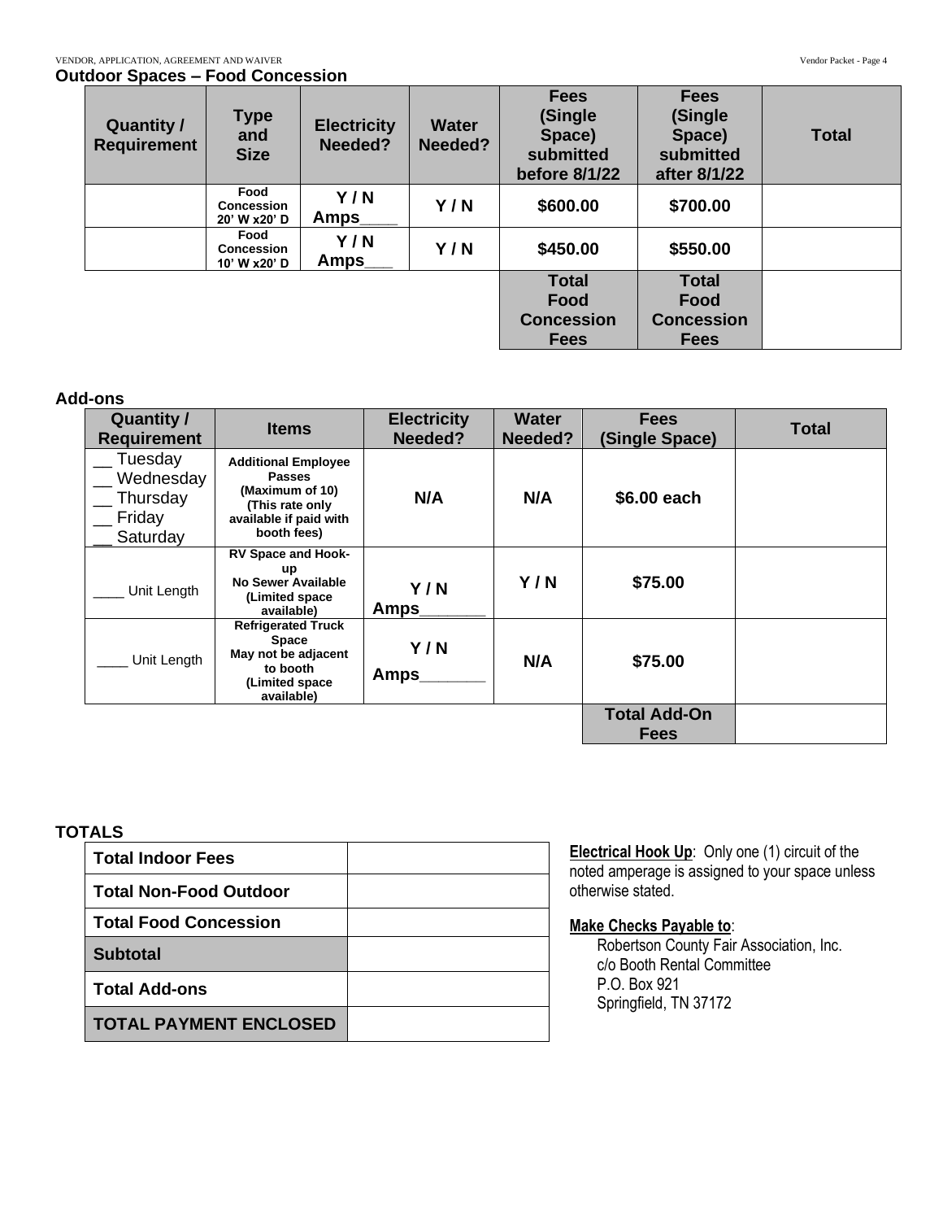## Outdoor Spaces – Food Concession

| Quantity / Requirement | Type and Size | Electricity Needed? | Water Needed? | Fees (Single Space) submitted before 8/1/22 | Fees (Single Space) submitted after 8/1/22 | Total |
|---|---|---|---|---|---|---|
| | Food Concession 20' W x20' D | Y / N Amps____ | Y / N | $600.00 | $700.00 | |
| | Food Concession 10' W x20' D | Y / N Amps___ | Y / N | $450.00 | $550.00 | |
| | | | | Total Food Concession Fees | Total Food Concession Fees | |

## Add-ons

| Quantity / Requirement | Items | Electricity Needed? | Water Needed? | Fees (Single Space) | Total |
|---|---|---|---|---|---|
| __ Tuesday __ Wednesday __ Thursday __ Friday __ Saturday | Additional Employee Passes (Maximum of 10) (This rate only available if paid with booth fees) | N/A | N/A | $6.00 each | |
| ____ Unit Length | RV Space and Hook-up No Sewer Available (Limited space available) | Y / N Amps_______ | Y / N | $75.00 | |
| ____ Unit Length | Refrigerated Truck Space May not be adjacent to booth (Limited space available) | Y / N Amps_______ | N/A | $75.00 | |
| | | | | Total Add-On Fees | |

## TOTALS

| | |
|---|---|
| Total Indoor Fees | |
| Total Non-Food Outdoor | |
| Total Food Concession | |
| Subtotal | |
| Total Add-ons | |
| TOTAL PAYMENT ENCLOSED | |

**Electrical Hook Up**: Only one (1) circuit of the noted amperage is assigned to your space unless otherwise stated.

**Make Checks Payable to**:

Robertson County Fair Association, Inc.
c/o Booth Rental Committee
P.O. Box 921
Springfield, TN 37172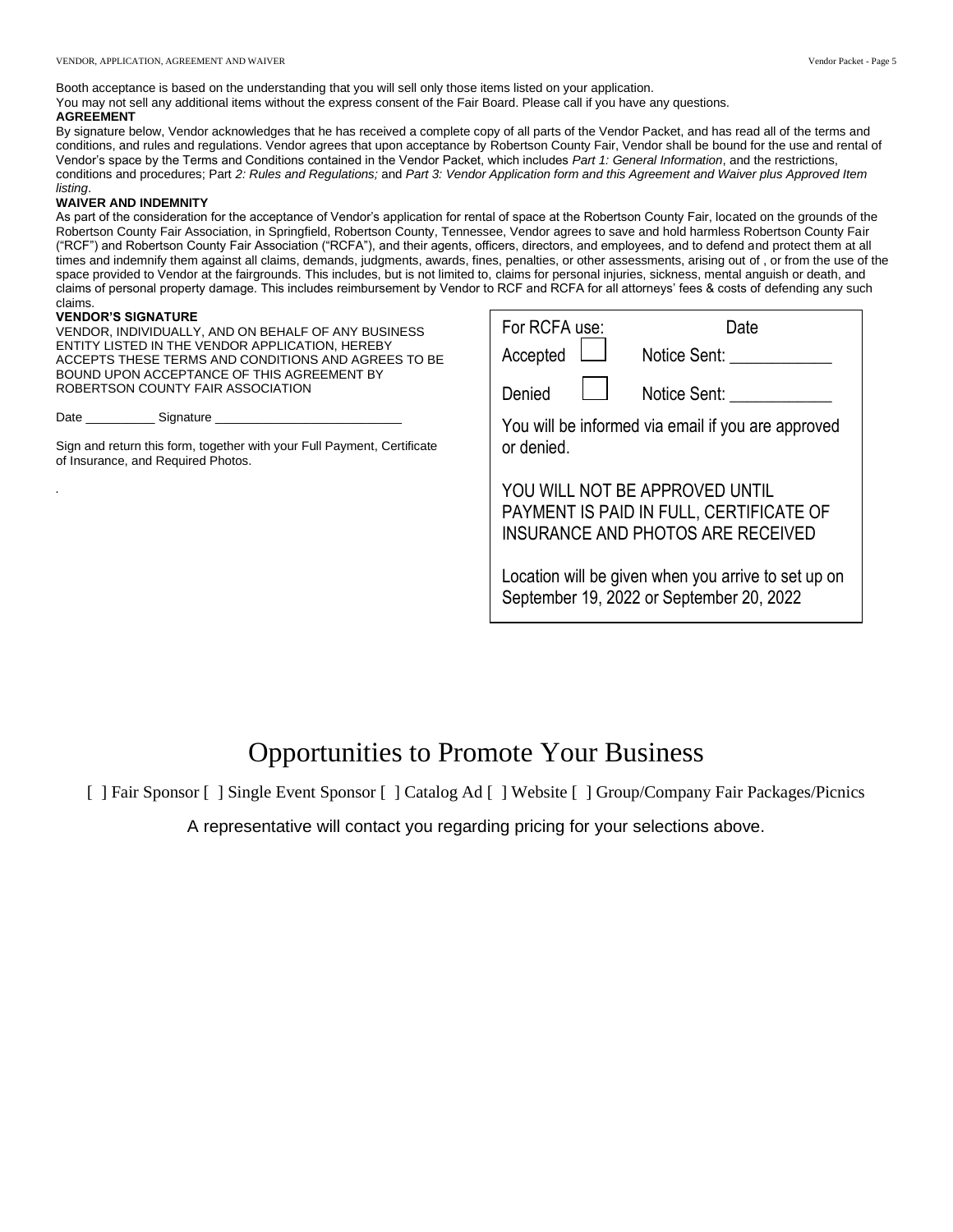Booth acceptance is based on the understanding that you will sell only those items listed on your application.
You may not sell any additional items without the express consent of the Fair Board. Please call if you have any questions.

**AGREEMENT**

By signature below, Vendor acknowledges that he has received a complete copy of all parts of the Vendor Packet, and has read all of the terms and conditions, and rules and regulations. Vendor agrees that upon acceptance by Robertson County Fair, Vendor shall be bound for the use and rental of Vendor's space by the Terms and Conditions contained in the Vendor Packet, which includes *Part 1: General Information*, and the restrictions, conditions and procedures; Part *2: Rules and Regulations;* and *Part 3: Vendor Application form and this Agreement and Waiver plus Approved Item listing*.

**WAIVER AND INDEMNITY**

As part of the consideration for the acceptance of Vendor's application for rental of space at the Robertson County Fair, located on the grounds of the Robertson County Fair Association, in Springfield, Robertson County, Tennessee, Vendor agrees to save and hold harmless Robertson County Fair ("RCF") and Robertson County Fair Association ("RCFA"), and their agents, officers, directors, and employees, and to defend and protect them at all times and indemnify them against all claims, demands, judgments, awards, fines, penalties, or other assessments, arising out of , or from the use of the space provided to Vendor at the fairgrounds. This includes, but is not limited to, claims for personal injuries, sickness, mental anguish or death, and claims of personal property damage. This includes reimbursement by Vendor to RCF and RCFA for all attorneys' fees & costs of defending any such claims.

**VENDOR'S SIGNATURE**

VENDOR, INDIVIDUALLY, AND ON BEHALF OF ANY BUSINESS ENTITY LISTED IN THE VENDOR APPLICATION, HEREBY ACCEPTS THESE TERMS AND CONDITIONS AND AGREES TO BE BOUND UPON ACCEPTANCE OF THIS AGREEMENT BY ROBERTSON COUNTY FAIR ASSOCIATION

Date __________ Signature ___________________________

Sign and return this form, together with your Full Payment, Certificate of Insurance, and Required Photos.

| For RCFA use: | | Date |
|---|---|---|
| Accepted | ☐ | Notice Sent: ____________ |
| Denied | ☐ | Notice Sent: ____________ |

You will be informed via email if you are approved or denied.

YOU WILL NOT BE APPROVED UNTIL PAYMENT IS PAID IN FULL, CERTIFICATE OF INSURANCE AND PHOTOS ARE RECEIVED

Location will be given when you arrive to set up on September 19, 2022 or September 20, 2022

# Opportunities to Promote Your Business

[ ] Fair Sponsor [ ] Single Event Sponsor [ ] Catalog Ad [ ] Website [ ] Group/Company Fair Packages/Picnics

A representative will contact you regarding pricing for your selections above.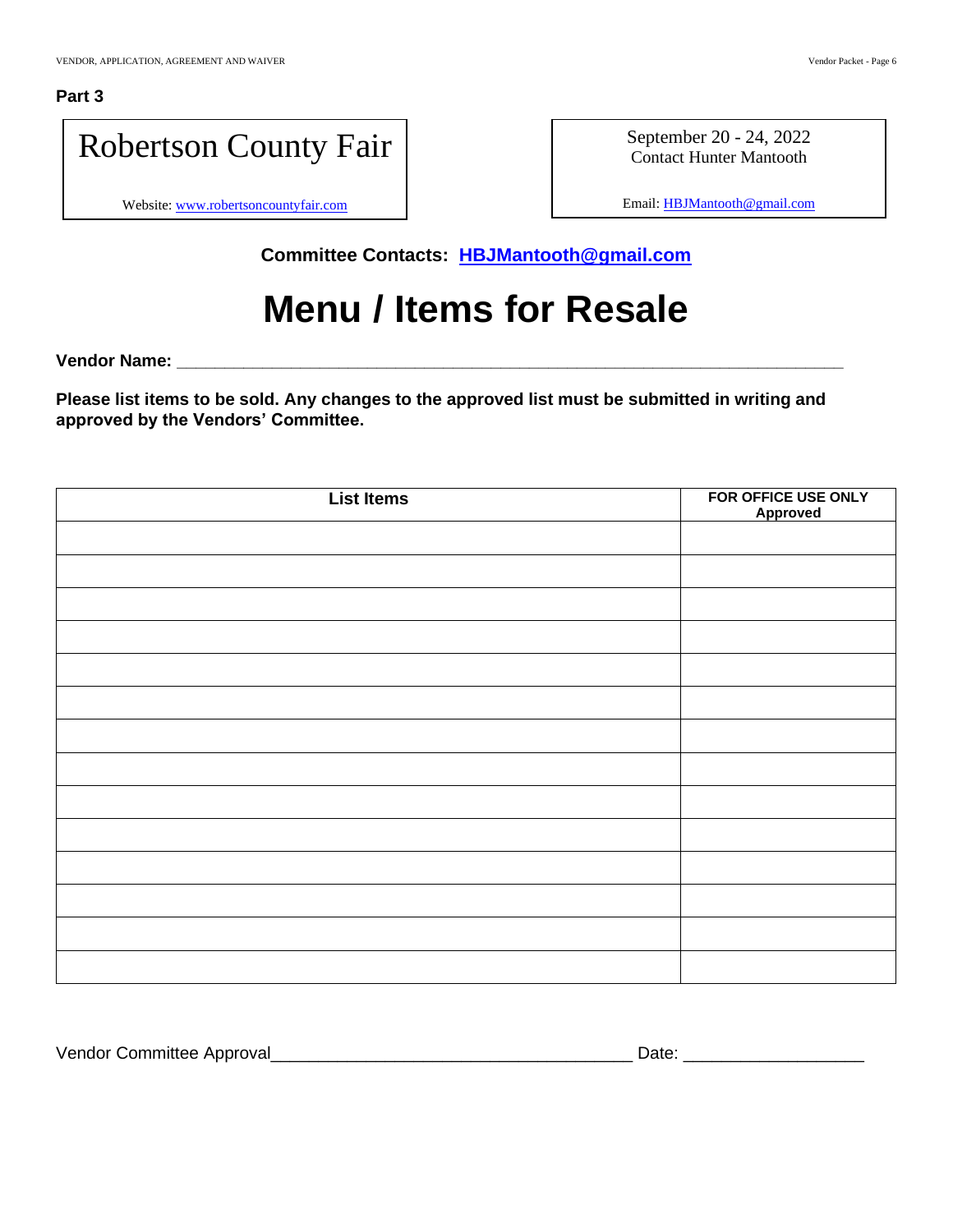**Part 3**

| Robertson County Fair | September 20 - 24, 2022<br>Contact Hunter Mantooth |
|---|---|
| Website: www.robertsoncountyfair.com | Email: HBJMantooth@gmail.com |

**Committee Contacts: HBJMantooth@gmail.com**

# Menu / Items for Resale

**Vendor Name:** ________________________________________________________________

**Please list items to be sold. Any changes to the approved list must be submitted in writing and approved by the Vendors' Committee.**

| List Items | FOR OFFICE USE ONLY<br>Approved |
|---|---|
| | |
| | |
| | |
| | |
| | |
| | |
| | |
| | |
| | |
| | |
| | |
| | |
| | |
| | |

Vendor Committee Approval______________________________________ Date: ___________________